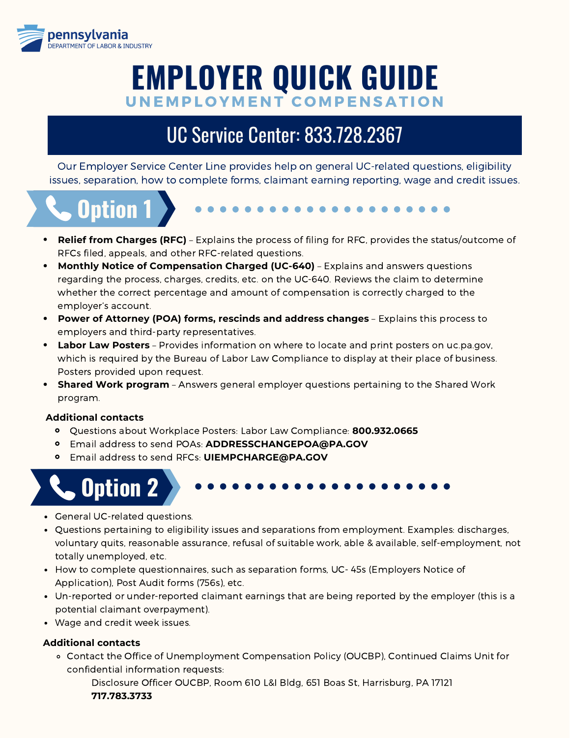pennsylvania
DEPARTMENT OF LABOR & INDUSTRY

# EMPLOYER QUICK GUIDE

## UNEMPLOYMENT COMPENSATION

## UC Service Center: 833.728.2367

Our Employer Service Center Line provides help on general UC-related questions, eligibility issues, separation, how to complete forms, claimant earning reporting, wage and credit issues.

## Option 1

- **Relief from Charges (RFC)** – Explains the process of filing for RFC, provides the status/outcome of RFCs filed, appeals, and other RFC-related questions.
- **Monthly Notice of Compensation Charged (UC-640)** – Explains and answers questions regarding the process, charges, credits, etc. on the UC-640. Reviews the claim to determine whether the correct percentage and amount of compensation is correctly charged to the employer's account.
- **Power of Attorney (POA) forms, rescinds and address changes** – Explains this process to employers and third-party representatives.
- **Labor Law Posters** – Provides information on where to locate and print posters on uc.pa.gov, which is required by the Bureau of Labor Law Compliance to display at their place of business. Posters provided upon request.
- **Shared Work program** – Answers general employer questions pertaining to the Shared Work program.

**Additional contacts**

- Questions about Workplace Posters: Labor Law Compliance: **800.932.0665**
- Email address to send POAs: **ADDRESSCHANGEPOA@PA.GOV**
- Email address to send RFCs: **UIEMPCHARGE@PA.GOV**

## Option 2

- General UC-related questions.
- Questions pertaining to eligibility issues and separations from employment. Examples: discharges, voluntary quits, reasonable assurance, refusal of suitable work, able & available, self-employment, not totally unemployed, etc.
- How to complete questionnaires, such as separation forms, UC- 45s (Employers Notice of Application), Post Audit forms (756s), etc.
- Un-reported or under-reported claimant earnings that are being reported by the employer (this is a potential claimant overpayment).
- Wage and credit week issues.

**Additional contacts**

- Contact the Office of Unemployment Compensation Policy (OUCBP), Continued Claims Unit for confidential information requests:

  Disclosure Officer OUCBP, Room 610 L&I Bldg, 651 Boas St, Harrisburg, PA 17121
  **717.783.3733**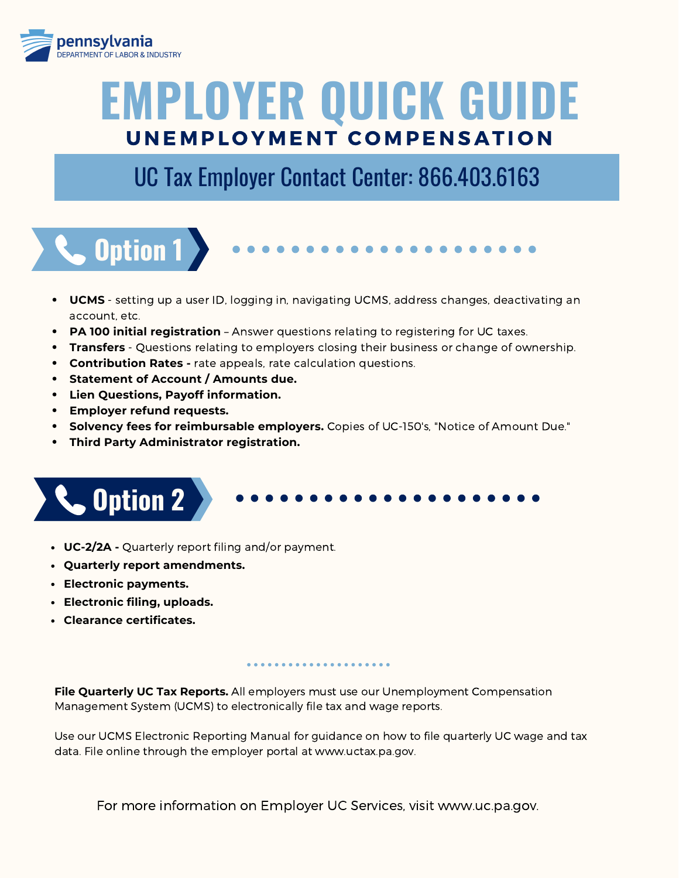pennsylvania
DEPARTMENT OF LABOR & INDUSTRY

# EMPLOYER QUICK GUIDE

## UNEMPLOYMENT COMPENSATION

### UC Tax Employer Contact Center: 866.403.6163

## Option 1

- **UCMS** - setting up a user ID, logging in, navigating UCMS, address changes, deactivating an account, etc.
- **PA 100 initial registration** – Answer questions relating to registering for UC taxes.
- **Transfers** - Questions relating to employers closing their business or change of ownership.
- **Contribution Rates -** rate appeals, rate calculation questions.
- **Statement of Account / Amounts due.**
- **Lien Questions, Payoff information.**
- **Employer refund requests.**
- **Solvency fees for reimbursable employers.** Copies of UC-150's, "Notice of Amount Due."
- **Third Party Administrator registration.**

## Option 2

- **UC-2/2A -** Quarterly report filing and/or payment.
- **Quarterly report amendments.**
- **Electronic payments.**
- **Electronic filing, uploads.**
- **Clearance certificates.**

**File Quarterly UC Tax Reports.** All employers must use our Unemployment Compensation Management System (UCMS) to electronically file tax and wage reports.

Use our UCMS Electronic Reporting Manual for guidance on how to file quarterly UC wage and tax data. File online through the employer portal at www.uctax.pa.gov.

For more information on Employer UC Services, visit www.uc.pa.gov.